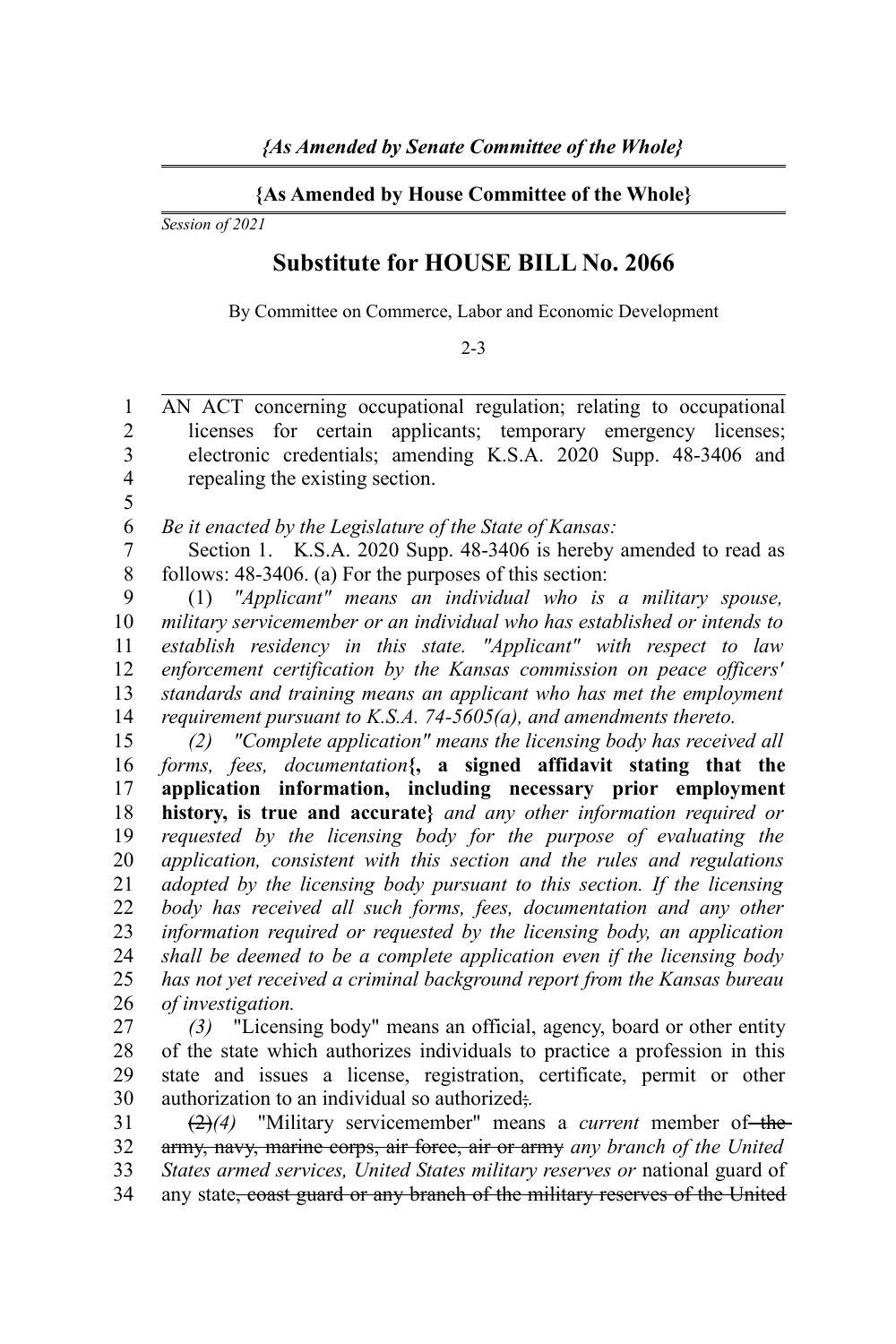*{As Amended by Senate Committee of the Whole}*

**{As Amended by House Committee of the Whole}**

*Session of 2021*

# Substitute for HOUSE BILL No. 2066

By Committee on Commerce, Labor and Economic Development

2-3

AN ACT concerning occupational regulation; relating to occupational licenses for certain applicants; temporary emergency licenses; electronic credentials; amending K.S.A. 2020 Supp. 48-3406 and repealing the existing section.

*Be it enacted by the Legislature of the State of Kansas:*

Section 1. K.S.A. 2020 Supp. 48-3406 is hereby amended to read as follows: 48-3406. (a) For the purposes of this section:

(1) *"Applicant" means an individual who is a military spouse, military servicemember or an individual who has established or intends to establish residency in this state. "Applicant" with respect to law enforcement certification by the Kansas commission on peace officers' standards and training means an applicant who has met the employment requirement pursuant to K.S.A. 74-5605(a), and amendments thereto.*

*(2) "Complete application" means the licensing body has received all forms, fees, documentation***{, a signed affidavit stating that the application information, including necessary prior employment history, is true and accurate}** *and any other information required or requested by the licensing body for the purpose of evaluating the application, consistent with this section and the rules and regulations adopted by the licensing body pursuant to this section. If the licensing body has received all such forms, fees, documentation and any other information required or requested by the licensing body, an application shall be deemed to be a complete application even if the licensing body has not yet received a criminal background report from the Kansas bureau of investigation.*

*(3)* "Licensing body" means an official, agency, board or other entity of the state which authorizes individuals to practice a profession in this state and issues a license, registration, certificate, permit or other authorization to an individual so authorized~~;~~.

~~(2)~~*(4)* "Military servicemember" means a *current* member of ~~the army, navy, marine corps, air force, air or army~~ *any branch of the United States armed services, United States military reserves or* national guard of any state~~, coast guard or any branch of the military reserves of the United~~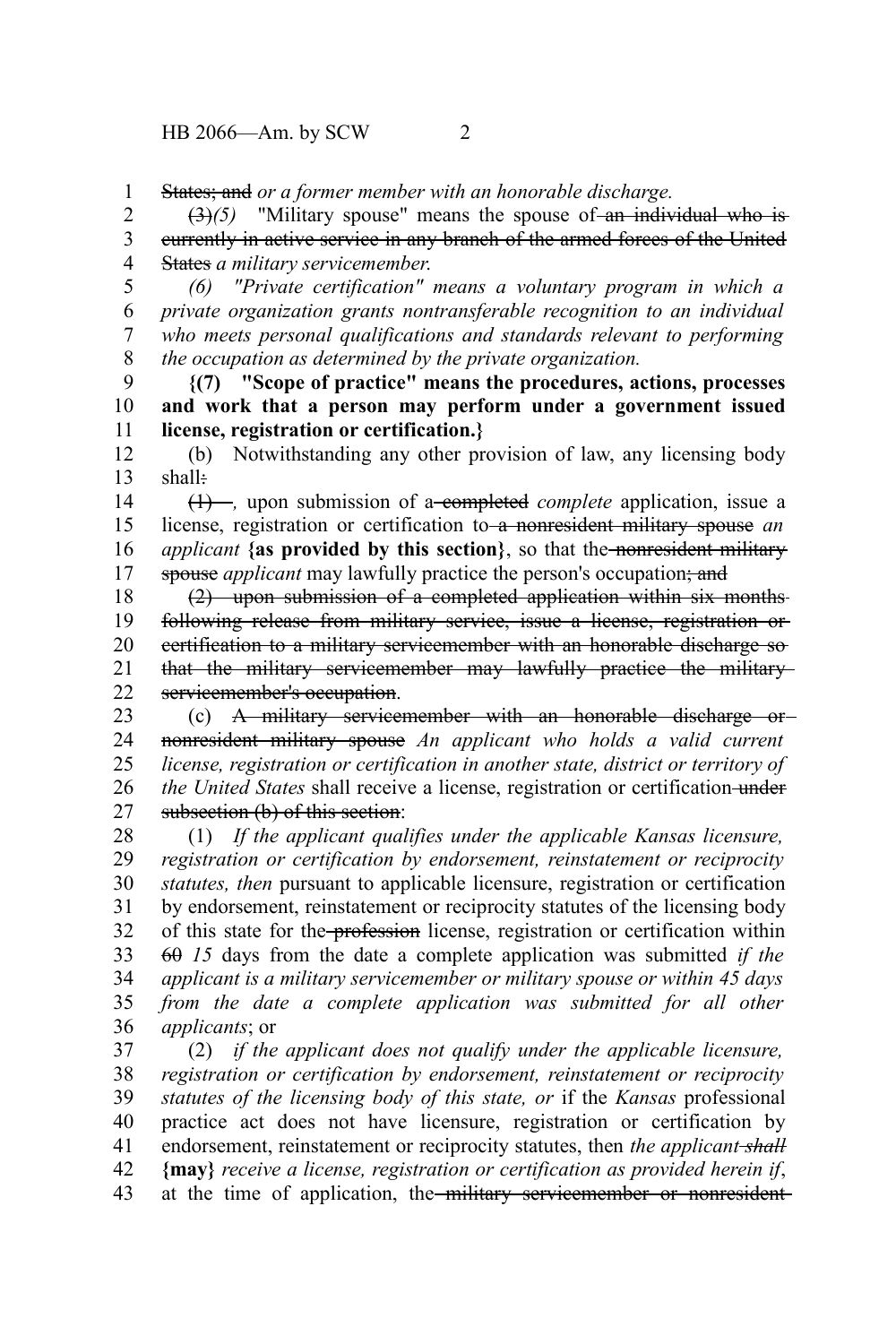~~States; and~~ *or a former member with an honorable discharge.*

~~(3)~~*(5)* "Military spouse" means the spouse of ~~an individual who is currently in active service in any branch of the armed forces of the United States~~ *a military servicemember.*

*(6) "Private certification" means a voluntary program in which a private organization grants nontransferable recognition to an individual who meets personal qualifications and standards relevant to performing the occupation as determined by the private organization.*

**{(7) "Scope of practice" means the procedures, actions, processes and work that a person may perform under a government issued license, registration or certification.}**

(b) Notwithstanding any other provision of law, any licensing body shall~~:~~

~~(1)~~*,* upon submission of a ~~completed~~ *complete* application, issue a license, registration or certification to ~~a nonresident military spouse~~ *an applicant* **{as provided by this section}**, so that the ~~nonresident military spouse~~ *applicant* may lawfully practice the person's occupation~~; and~~

~~(2) upon submission of a completed application within six months following release from military service, issue a license, registration or certification to a military servicemember with an honorable discharge so that the military servicemember may lawfully practice the military servicemember's occupation~~.

(c) ~~A military servicemember with an honorable discharge or nonresident military spouse~~ *An applicant who holds a valid current license, registration or certification in another state, district or territory of the United States* shall receive a license, registration or certification ~~under subsection (b) of this section~~:

(1) *If the applicant qualifies under the applicable Kansas licensure, registration or certification by endorsement, reinstatement or reciprocity statutes, then* pursuant to applicable licensure, registration or certification by endorsement, reinstatement or reciprocity statutes of the licensing body of this state for the ~~profession~~ license, registration or certification within ~~60~~ *15* days from the date a complete application was submitted *if the applicant is a military servicemember or military spouse or within 45 days from the date a complete application was submitted for all other applicants*; or

(2) *if the applicant does not qualify under the applicable licensure, registration or certification by endorsement, reinstatement or reciprocity statutes of the licensing body of this state, or* if the *Kansas* professional practice act does not have licensure, registration or certification by endorsement, reinstatement or reciprocity statutes, then *the applicant ~~shall~~* **{may}** *receive a license, registration or certification as provided herein if*, at the time of application, the ~~military servicemember or nonresident~~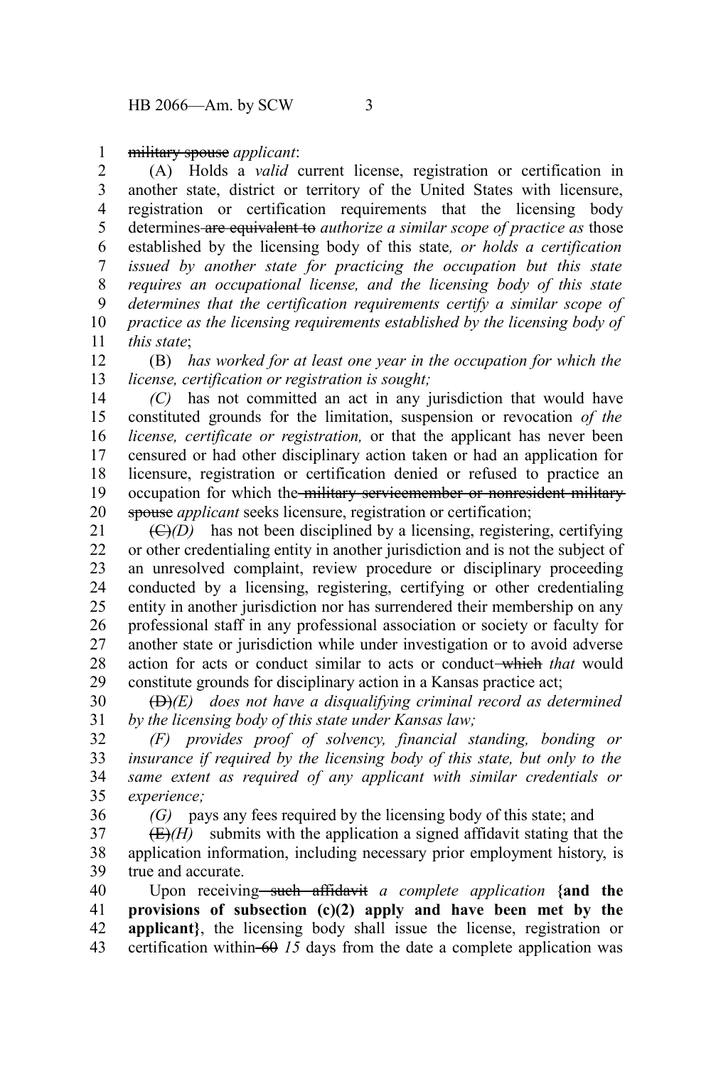~~military spouse~~ *applicant*:

(A) Holds a *valid* current license, registration or certification in another state, district or territory of the United States with licensure, registration or certification requirements that the licensing body determines ~~are equivalent to~~ *authorize a similar scope of practice as* those established by the licensing body of this state*, or holds a certification issued by another state for practicing the occupation but this state requires an occupational license, and the licensing body of this state determines that the certification requirements certify a similar scope of practice as the licensing requirements established by the licensing body of this state*;

(B) *has worked for at least one year in the occupation for which the license, certification or registration is sought;*

*(C)* has not committed an act in any jurisdiction that would have constituted grounds for the limitation, suspension or revocation *of the license, certificate or registration,* or that the applicant has never been censured or had other disciplinary action taken or had an application for licensure, registration or certification denied or refused to practice an occupation for which the ~~military servicemember or nonresident military spouse~~ *applicant* seeks licensure, registration or certification;

~~(C)~~*(D)* has not been disciplined by a licensing, registering, certifying or other credentialing entity in another jurisdiction and is not the subject of an unresolved complaint, review procedure or disciplinary proceeding conducted by a licensing, registering, certifying or other credentialing entity in another jurisdiction nor has surrendered their membership on any professional staff in any professional association or society or faculty for another state or jurisdiction while under investigation or to avoid adverse action for acts or conduct similar to acts or conduct ~~which~~ *that* would constitute grounds for disciplinary action in a Kansas practice act;

~~(D)~~*(E) does not have a disqualifying criminal record as determined by the licensing body of this state under Kansas law;*

*(F) provides proof of solvency, financial standing, bonding or insurance if required by the licensing body of this state, but only to the same extent as required of any applicant with similar credentials or experience;*

*(G)* pays any fees required by the licensing body of this state; and

~~(E)~~*(H)* submits with the application a signed affidavit stating that the application information, including necessary prior employment history, is true and accurate.

Upon receiving ~~such affidavit~~ *a complete application* **{and the provisions of subsection (c)(2) apply and have been met by the applicant}**, the licensing body shall issue the license, registration or certification within ~~60~~ *15* days from the date a complete application was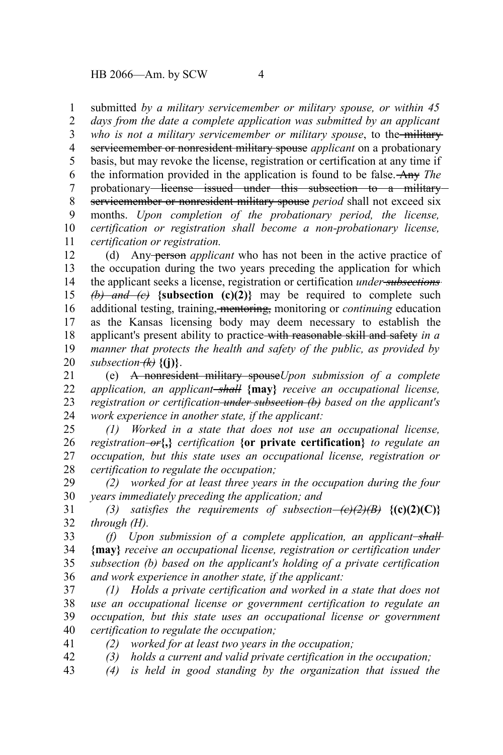submitted *by a military servicemember or military spouse, or within 45 days from the date a complete application was submitted by an applicant who is not a military servicemember or military spouse*, to the ~~military servicemember or nonresident military spouse~~ *applicant* on a probationary basis, but may revoke the license, registration or certification at any time if the information provided in the application is found to be false. ~~Any~~ *The* probationary ~~license issued under this subsection to a military servicemember or nonresident military spouse~~ *period* shall not exceed six months. *Upon completion of the probationary period, the license, certification or registration shall become a non-probationary license, certification or registration.*

(d) Any ~~person~~ *applicant* who has not been in the active practice of the occupation during the two years preceding the application for which the applicant seeks a license, registration or certification *under ~~subsections (b) and (c)~~* **{subsection (c)(2)}** may be required to complete such additional testing, training, ~~mentoring,~~ monitoring or *continuing* education as the Kansas licensing body may deem necessary to establish the applicant's present ability to practice ~~with reasonable skill and safety~~ *in a manner that protects the health and safety of the public, as provided by subsection ~~(k)~~* **{(j)}**.

(e) ~~A nonresident military spouse~~*Upon submission of a complete application, an applicant ~~shall~~* **{may}** *receive an occupational license, registration or certification ~~under subsection (b)~~ based on the applicant's work experience in another state, if the applicant:*

*(1) Worked in a state that does not use an occupational license, registration ~~or~~***{,}** *certification* **{or private certification}** *to regulate an occupation, but this state uses an occupational license, registration or certification to regulate the occupation;*

*(2) worked for at least three years in the occupation during the four years immediately preceding the application; and*

*(3) satisfies the requirements of subsection ~~(c)(2)(B)~~* **{(c)(2)(C)}** *through (H).*

*(f) Upon submission of a complete application, an applicant ~~shall~~* **{may}** *receive an occupational license, registration or certification under subsection (b) based on the applicant's holding of a private certification and work experience in another state, if the applicant:*

*(1) Holds a private certification and worked in a state that does not use an occupational license or government certification to regulate an occupation, but this state uses an occupational license or government certification to regulate the occupation;*

*(2) worked for at least two years in the occupation;*

*(3) holds a current and valid private certification in the occupation;*

*(4) is held in good standing by the organization that issued the*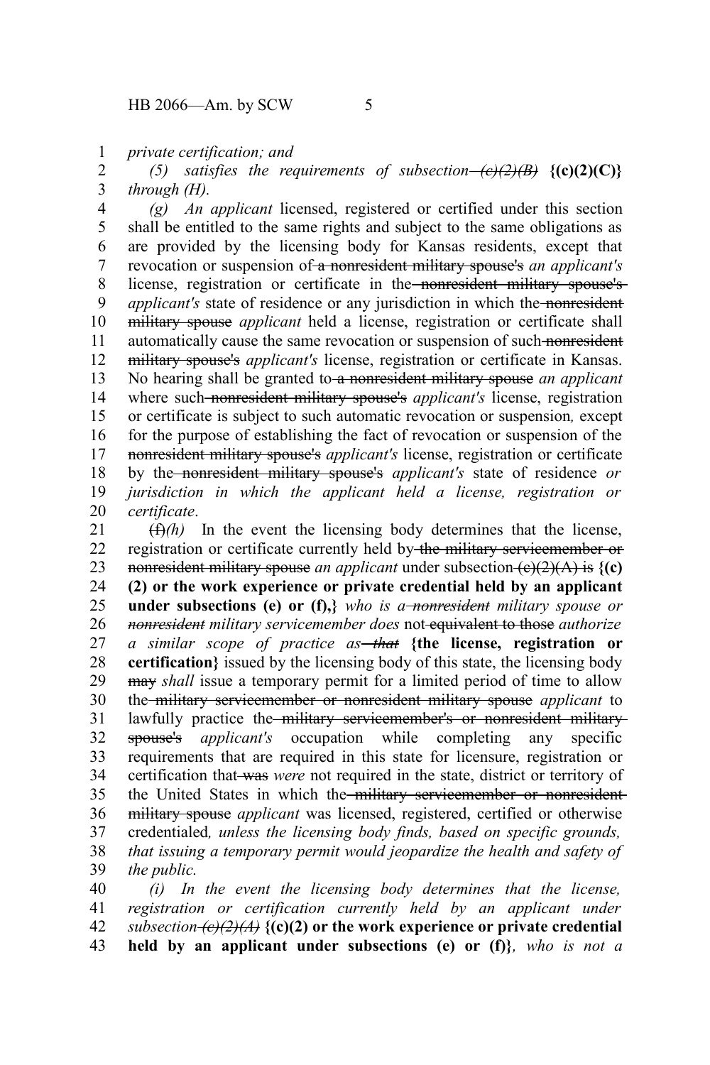*private certification; and*

*(5) satisfies the requirements of subsection ~~(c)(2)(B)~~* **{(c)(2)(C)}** *through (H).*

*(g) An applicant* licensed, registered or certified under this section shall be entitled to the same rights and subject to the same obligations as are provided by the licensing body for Kansas residents, except that revocation or suspension of ~~a nonresident military spouse's~~ *an applicant's* license, registration or certificate in the ~~nonresident military spouse's~~ *applicant's* state of residence or any jurisdiction in which the ~~nonresident military spouse~~ *applicant* held a license, registration or certificate shall automatically cause the same revocation or suspension of such ~~nonresident military spouse's~~ *applicant's* license, registration or certificate in Kansas. No hearing shall be granted to ~~a nonresident military spouse~~ *an applicant* where such ~~nonresident military spouse's~~ *applicant's* license, registration or certificate is subject to such automatic revocation or suspension*,* except for the purpose of establishing the fact of revocation or suspension of the ~~nonresident military spouse's~~ *applicant's* license, registration or certificate by the ~~nonresident military spouse's~~ *applicant's* state of residence *or jurisdiction in which the applicant held a license, registration or certificate*.

~~(f)~~*(h)* In the event the licensing body determines that the license, registration or certificate currently held by ~~the military servicemember or nonresident military spouse~~ *an applicant* under subsection ~~(c)(2)(A) is~~ **{(c)(2) or the work experience or private credential held by an applicant under subsections (e) or (f),}** *who is a ~~nonresident~~ military spouse or ~~nonresident~~ military servicemember does* not ~~equivalent to those~~ *authorize a similar scope of practice as ~~that~~* **{the license, registration or certification}** issued by the licensing body of this state, the licensing body ~~may~~ *shall* issue a temporary permit for a limited period of time to allow the ~~military servicemember or nonresident military spouse~~ *applicant* to lawfully practice the ~~military servicemember's or nonresident military spouse's~~ *applicant's* occupation while completing any specific requirements that are required in this state for licensure, registration or certification that ~~was~~ *were* not required in the state, district or territory of the United States in which the ~~military servicemember or nonresident military spouse~~ *applicant* was licensed, registered, certified or otherwise credentialed*, unless the licensing body finds, based on specific grounds, that issuing a temporary permit would jeopardize the health and safety of the public.*

*(i) In the event the licensing body determines that the license, registration or certification currently held by an applicant under subsection ~~(c)(2)(A)~~* **{(c)(2) or the work experience or private credential held by an applicant under subsections (e) or (f)}***, who is not a*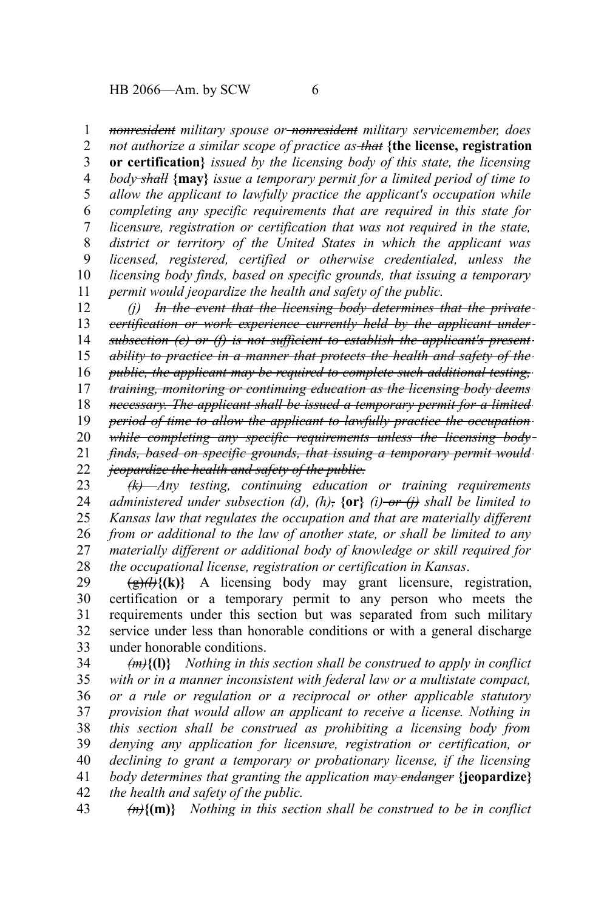*~~nonresident~~ military spouse or ~~nonresident~~ military servicemember, does not authorize a similar scope of practice as ~~that~~* **{the license, registration or certification}** *issued by the licensing body of this state, the licensing body ~~shall~~* **{may}** *issue a temporary permit for a limited period of time to allow the applicant to lawfully practice the applicant's occupation while completing any specific requirements that are required in this state for licensure, registration or certification that was not required in the state, district or territory of the United States in which the applicant was licensed, registered, certified or otherwise credentialed, unless the licensing body finds, based on specific grounds, that issuing a temporary permit would jeopardize the health and safety of the public.*

*(j) ~~In the event that the licensing body determines that the private certification or work experience currently held by the applicant under subsection (e) or (f) is not sufficient to establish the applicant's present ability to practice in a manner that protects the health and safety of the public, the applicant may be required to complete such additional testing, training, monitoring or continuing education as the licensing body deems necessary. The applicant shall be issued a temporary permit for a limited period of time to allow the applicant to lawfully practice the occupation while completing any specific requirements unless the licensing body finds, based on specific grounds, that issuing a temporary permit would jeopardize the health and safety of the public.~~*

*~~(k)~~ Any testing, continuing education or training requirements administered under subsection (d), (h)~~,~~* **{or}** *(i) ~~or (j)~~ shall be limited to Kansas law that regulates the occupation and that are materially different from or additional to the law of another state, or shall be limited to any materially different or additional body of knowledge or skill required for the occupational license, registration or certification in Kansas.*

~~(g)~~*~~(l)~~***{(k)}** A licensing body may grant licensure, registration, certification or a temporary permit to any person who meets the requirements under this section but was separated from such military service under less than honorable conditions or with a general discharge under honorable conditions.

*~~(m)~~***{(l)}** *Nothing in this section shall be construed to apply in conflict with or in a manner inconsistent with federal law or a multistate compact, or a rule or regulation or a reciprocal or other applicable statutory provision that would allow an applicant to receive a license. Nothing in this section shall be construed as prohibiting a licensing body from denying any application for licensure, registration or certification, or declining to grant a temporary or probationary license, if the licensing body determines that granting the application may ~~endanger~~* **{jeopardize}** *the health and safety of the public.*

*~~(n)~~***{(m)}** *Nothing in this section shall be construed to be in conflict*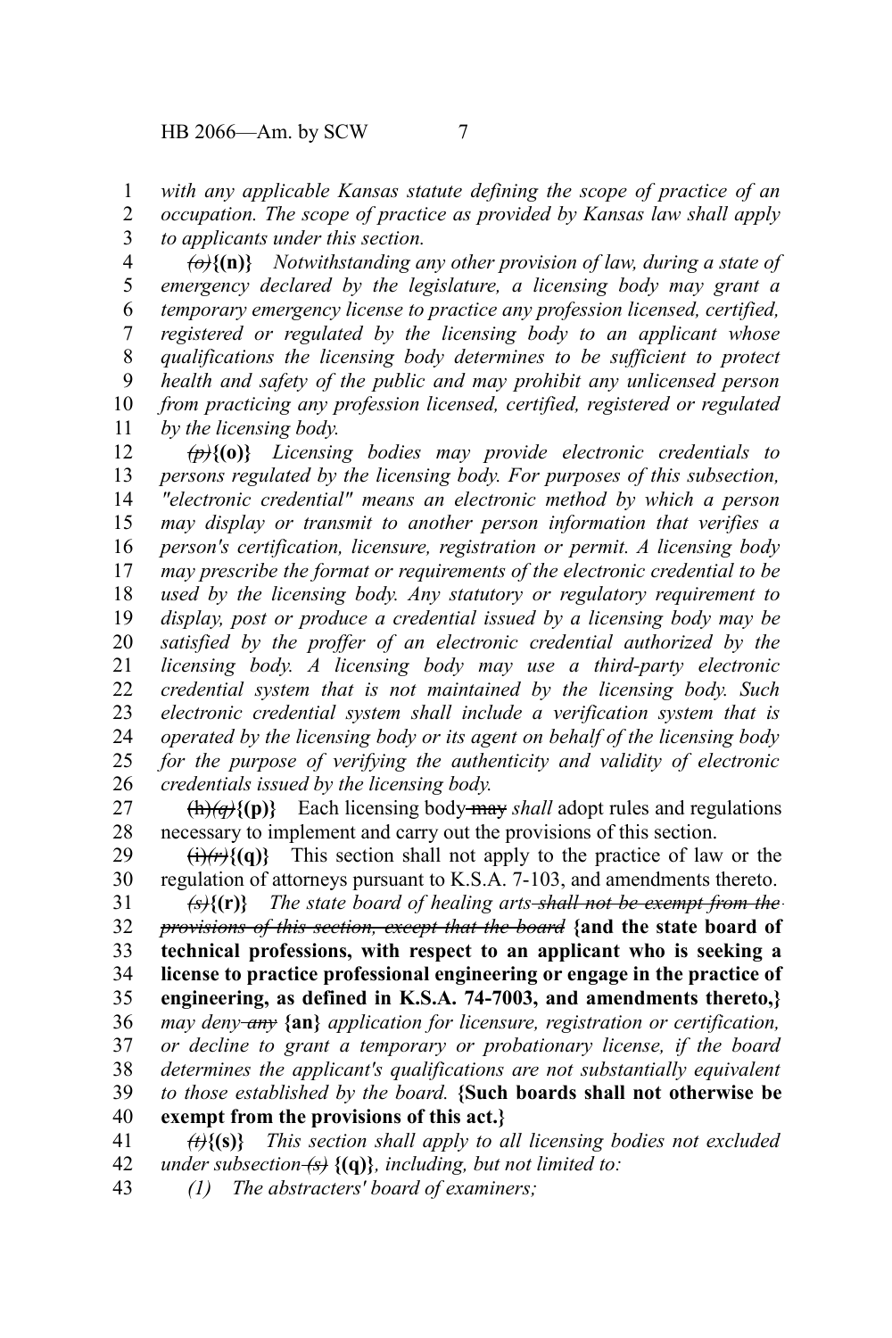*with any applicable Kansas statute defining the scope of practice of an occupation. The scope of practice as provided by Kansas law shall apply to applicants under this section.*

~~*(o)*~~**{(n)}** *Notwithstanding any other provision of law, during a state of emergency declared by the legislature, a licensing body may grant a temporary emergency license to practice any profession licensed, certified, registered or regulated by the licensing body to an applicant whose qualifications the licensing body determines to be sufficient to protect health and safety of the public and may prohibit any unlicensed person from practicing any profession licensed, certified, registered or regulated by the licensing body.*

~~*(p)*~~**{(o)}** *Licensing bodies may provide electronic credentials to persons regulated by the licensing body. For purposes of this subsection, "electronic credential" means an electronic method by which a person may display or transmit to another person information that verifies a person's certification, licensure, registration or permit. A licensing body may prescribe the format or requirements of the electronic credential to be used by the licensing body. Any statutory or regulatory requirement to display, post or produce a credential issued by a licensing body may be satisfied by the proffer of an electronic credential authorized by the licensing body. A licensing body may use a third-party electronic credential system that is not maintained by the licensing body. Such electronic credential system shall include a verification system that is operated by the licensing body or its agent on behalf of the licensing body for the purpose of verifying the authenticity and validity of electronic credentials issued by the licensing body.*

~~(h)~~~~*(q)*~~**{(p)}** Each licensing body ~~may~~ *shall* adopt rules and regulations necessary to implement and carry out the provisions of this section.

~~(i)~~~~*(r)*~~**{(q)}** This section shall not apply to the practice of law or the regulation of attorneys pursuant to K.S.A. 7-103, and amendments thereto.

~~*(s)*~~**{(r)}** *The state board of healing arts ~~shall not be exempt from the provisions of this section, except that the board~~* **{and the state board of technical professions, with respect to an applicant who is seeking a license to practice professional engineering or engage in the practice of engineering, as defined in K.S.A. 74-7003, and amendments thereto,}** *may deny ~~any~~* **{an}** *application for licensure, registration or certification, or decline to grant a temporary or probationary license, if the board determines the applicant's qualifications are not substantially equivalent to those established by the board.* **{Such boards shall not otherwise be exempt from the provisions of this act.}**

~~*(t)*~~**{(s)}** *This section shall apply to all licensing bodies not excluded under subsection ~~(s)~~* **{(q)}***, including, but not limited to:*

*(1) The abstracters' board of examiners;*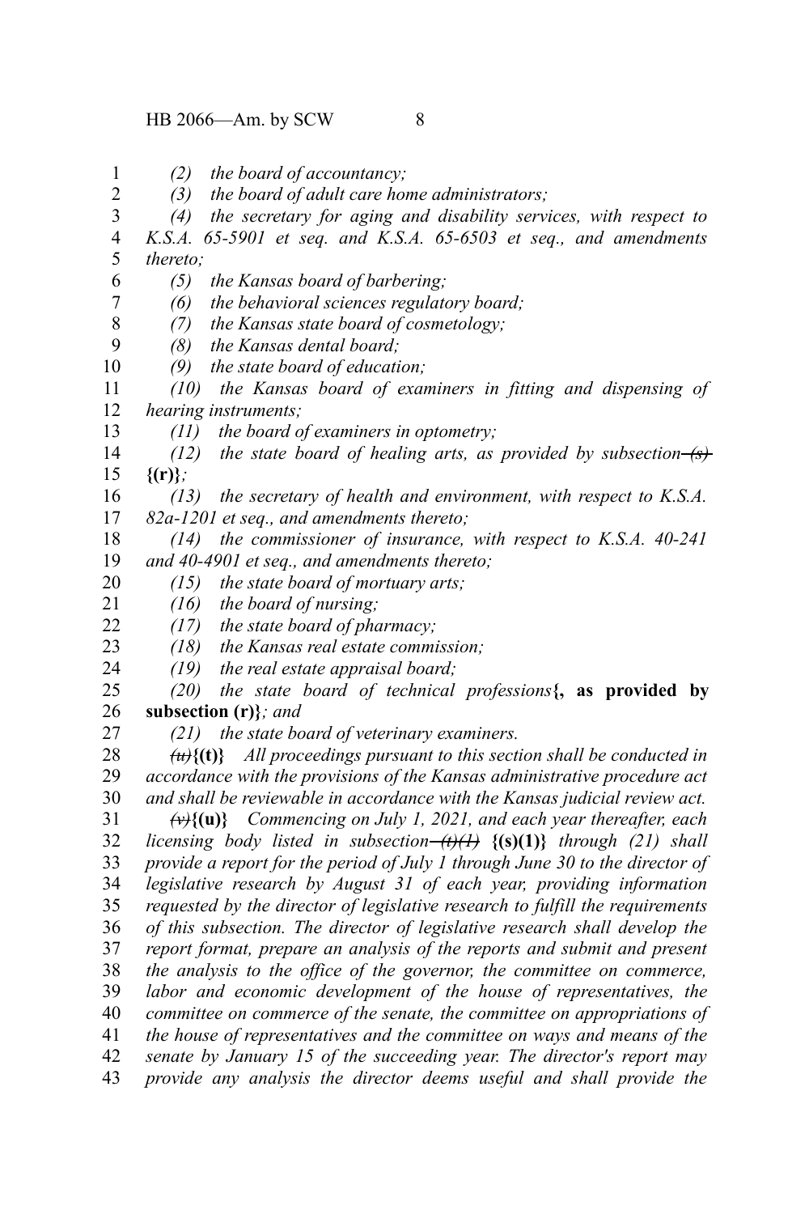*(2) the board of accountancy;*

*(3) the board of adult care home administrators;*

*(4) the secretary for aging and disability services, with respect to K.S.A. 65-5901 et seq. and K.S.A. 65-6503 et seq., and amendments thereto;*

*(5) the Kansas board of barbering;*

*(6) the behavioral sciences regulatory board;*

*(7) the Kansas state board of cosmetology;*

*(8) the Kansas dental board;*

*(9) the state board of education;*

*(10) the Kansas board of examiners in fitting and dispensing of hearing instruments;*

*(11) the board of examiners in optometry;*

*(12) the state board of healing arts, as provided by subsection ~~(s)~~* **{(r)}***;*

*(13) the secretary of health and environment, with respect to K.S.A. 82a-1201 et seq., and amendments thereto;*

*(14) the commissioner of insurance, with respect to K.S.A. 40-241 and 40-4901 et seq., and amendments thereto;*

*(15) the state board of mortuary arts;*

*(16) the board of nursing;*

*(17) the state board of pharmacy;*

*(18) the Kansas real estate commission;*

*(19) the real estate appraisal board;*

*(20) the state board of technical professions***{, as provided by subsection (r)}***; and*

*(21) the state board of veterinary examiners.*

*~~(u)~~***{(t)}** *All proceedings pursuant to this section shall be conducted in accordance with the provisions of the Kansas administrative procedure act and shall be reviewable in accordance with the Kansas judicial review act.*

*~~(v)~~***{(u)}** *Commencing on July 1, 2021, and each year thereafter, each licensing body listed in subsection ~~(t)(1)~~* **{(s)(1)}** *through (21) shall provide a report for the period of July 1 through June 30 to the director of legislative research by August 31 of each year, providing information requested by the director of legislative research to fulfill the requirements of this subsection. The director of legislative research shall develop the report format, prepare an analysis of the reports and submit and present the analysis to the office of the governor, the committee on commerce, labor and economic development of the house of representatives, the committee on commerce of the senate, the committee on appropriations of the house of representatives and the committee on ways and means of the senate by January 15 of the succeeding year. The director's report may provide any analysis the director deems useful and shall provide the*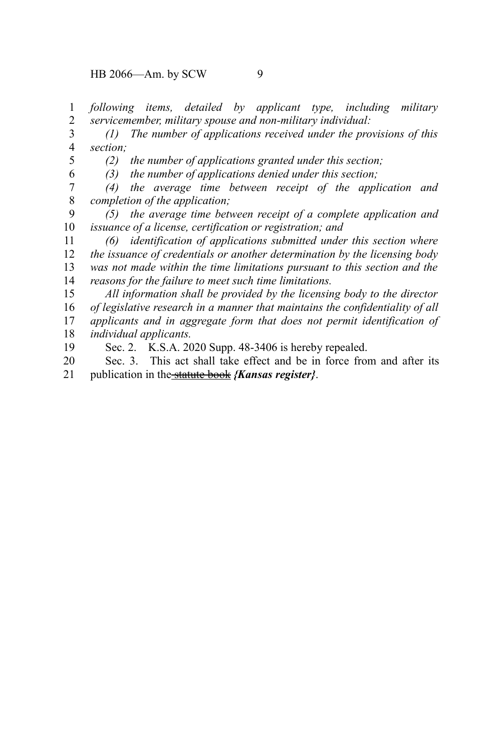*following items, detailed by applicant type, including military servicemember, military spouse and non-military individual:*

*(1) The number of applications received under the provisions of this section;*

*(2) the number of applications granted under this section;*

*(3) the number of applications denied under this section;*

*(4) the average time between receipt of the application and completion of the application;*

*(5) the average time between receipt of a complete application and issuance of a license, certification or registration; and*

*(6) identification of applications submitted under this section where the issuance of credentials or another determination by the licensing body was not made within the time limitations pursuant to this section and the reasons for the failure to meet such time limitations.*

*All information shall be provided by the licensing body to the director of legislative research in a manner that maintains the confidentiality of all applicants and in aggregate form that does not permit identification of individual applicants.*

Sec. 2. K.S.A. 2020 Supp. 48-3406 is hereby repealed.

Sec. 3. This act shall take effect and be in force from and after its publication in the ~~statute book~~ ***{Kansas register}***.